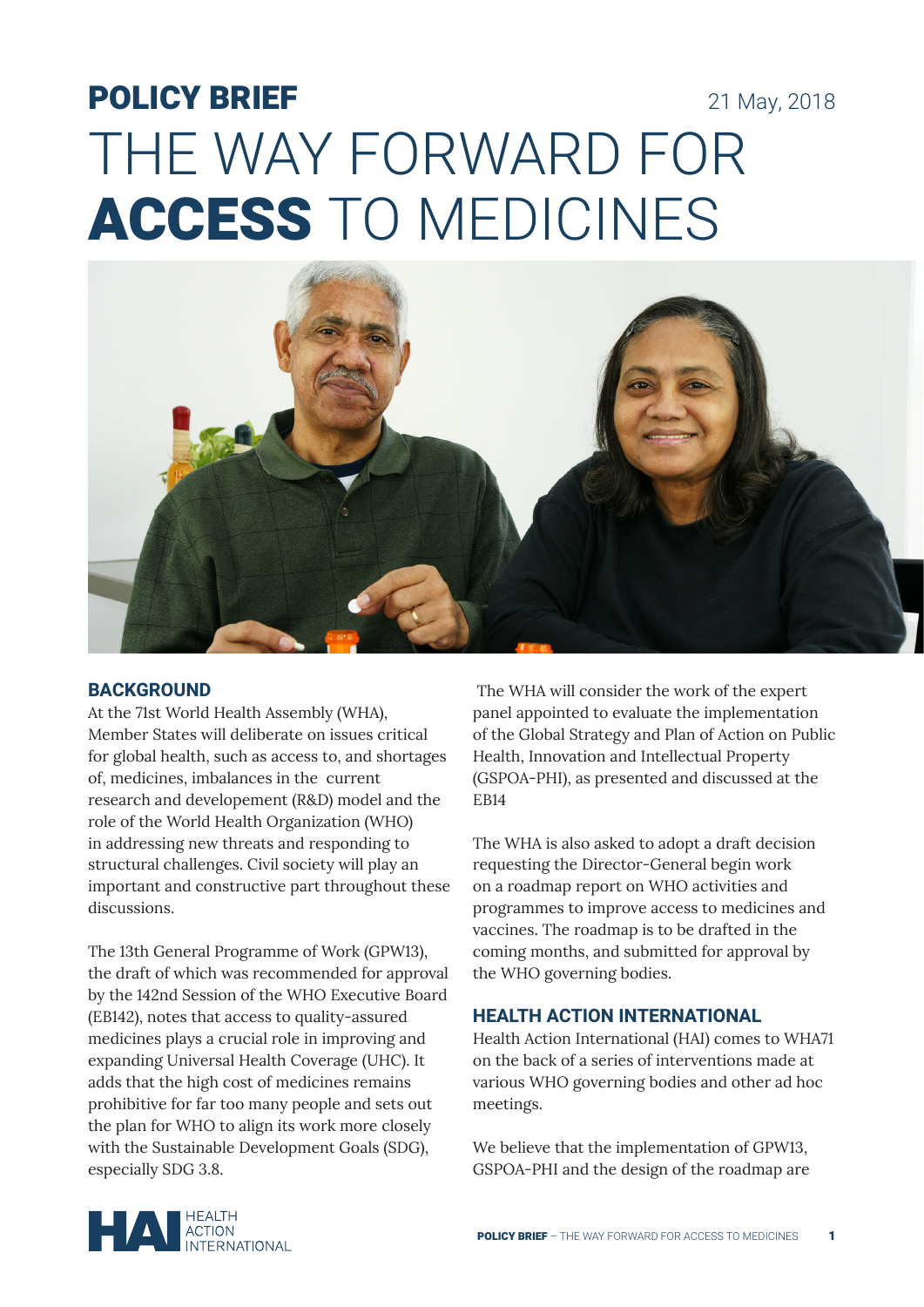**POLICY BRIEF** 21 May, 2018

# THE WAY FORWARD FOR **ACCESS** TO MEDICINES

## BACKGROUND

At the 71st World Health Assembly (WHA), Member States will deliberate on issues critical for global health, such as access to, and shortages of, medicines, imbalances in the current research and developement (R&D) model and the role of the World Health Organization (WHO) in addressing new threats and responding to structural challenges. Civil society will play an important and constructive part throughout these discussions.

The 13th General Programme of Work (GPW13), the draft of which was recommended for approval by the 142nd Session of the WHO Executive Board (EB142), notes that access to quality-assured medicines plays a crucial role in improving and expanding Universal Health Coverage (UHC). It adds that the high cost of medicines remains prohibitive for far too many people and sets out the plan for WHO to align its work more closely with the Sustainable Development Goals (SDG), especially SDG 3.8.

The WHA will consider the work of the expert panel appointed to evaluate the implementation of the Global Strategy and Plan of Action on Public Health, Innovation and Intellectual Property (GSPOA-PHI), as presented and discussed at the EB14

The WHA is also asked to adopt a draft decision requesting the Director-General begin work on a roadmap report on WHO activities and programmes to improve access to medicines and vaccines. The roadmap is to be drafted in the coming months, and submitted for approval by the WHO governing bodies.

## HEALTH ACTION INTERNATIONAL

Health Action International (HAI) comes to WHA71 on the back of a series of interventions made at various WHO governing bodies and other ad hoc meetings.

We believe that the implementation of GPW13, GSPOA-PHI and the design of the roadmap are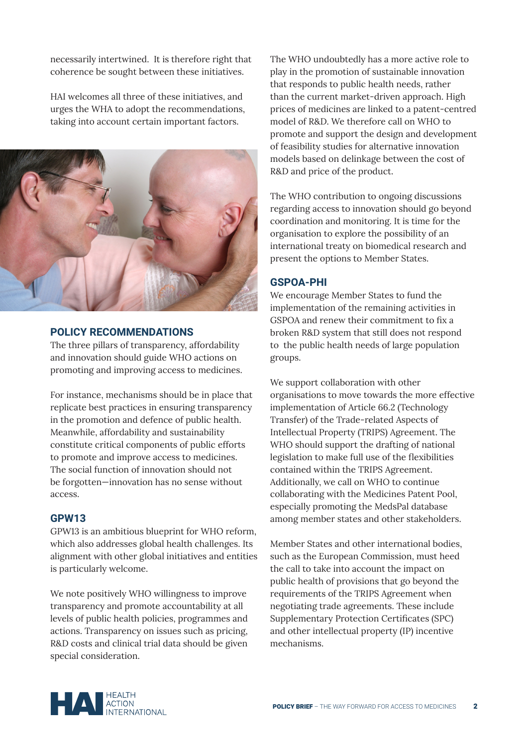necessarily intertwined. It is therefore right that coherence be sought between these initiatives.

HAI welcomes all three of these initiatives, and urges the WHA to adopt the recommendations, taking into account certain important factors.

## POLICY RECOMMENDATIONS

The three pillars of transparency, affordability and innovation should guide WHO actions on promoting and improving access to medicines.

For instance, mechanisms should be in place that replicate best practices in ensuring transparency in the promotion and defence of public health. Meanwhile, affordability and sustainability constitute critical components of public efforts to promote and improve access to medicines. The social function of innovation should not be forgotten—innovation has no sense without access.

## GPW13

GPW13 is an ambitious blueprint for WHO reform, which also addresses global health challenges. Its alignment with other global initiatives and entities is particularly welcome.

We note positively WHO willingness to improve transparency and promote accountability at all levels of public health policies, programmes and actions. Transparency on issues such as pricing, R&D costs and clinical trial data should be given special consideration.

The WHO undoubtedly has a more active role to play in the promotion of sustainable innovation that responds to public health needs, rather than the current market-driven approach. High prices of medicines are linked to a patent-centred model of R&D. We therefore call on WHO to promote and support the design and development of feasibility studies for alternative innovation models based on delinkage between the cost of R&D and price of the product.

The WHO contribution to ongoing discussions regarding access to innovation should go beyond coordination and monitoring. It is time for the organisation to explore the possibility of an international treaty on biomedical research and present the options to Member States.

## GSPOA-PHI

We encourage Member States to fund the implementation of the remaining activities in GSPOA and renew their commitment to fix a broken R&D system that still does not respond to the public health needs of large population groups.

We support collaboration with other organisations to move towards the more effective implementation of Article 66.2 (Technology Transfer) of the Trade-related Aspects of Intellectual Property (TRIPS) Agreement. The WHO should support the drafting of national legislation to make full use of the flexibilities contained within the TRIPS Agreement. Additionally, we call on WHO to continue collaborating with the Medicines Patent Pool, especially promoting the MedsPal database among member states and other stakeholders.

Member States and other international bodies, such as the European Commission, must heed the call to take into account the impact on public health of provisions that go beyond the requirements of the TRIPS Agreement when negotiating trade agreements. These include Supplementary Protection Certificates (SPC) and other intellectual property (IP) incentive mechanisms.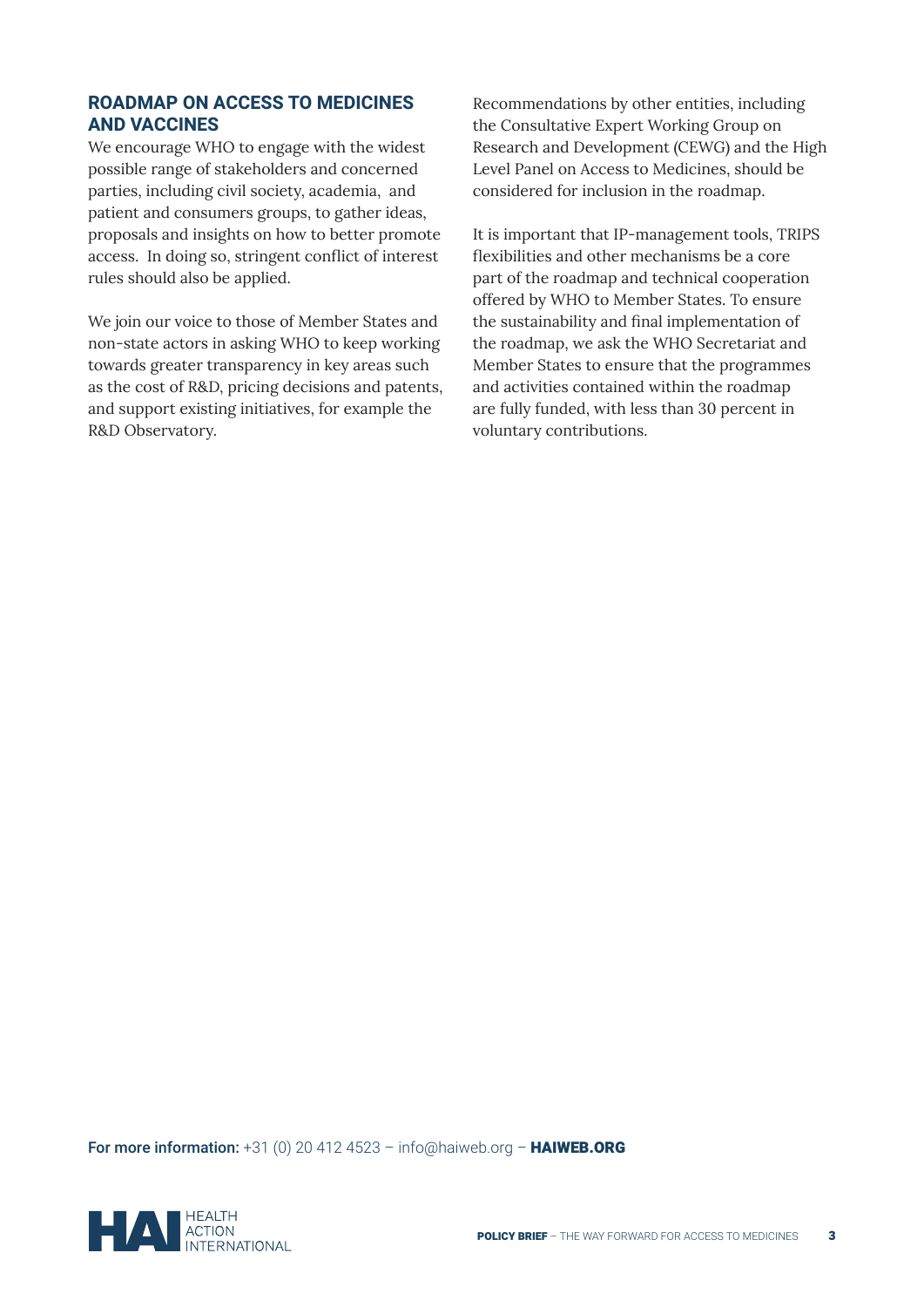## ROADMAP ON ACCESS TO MEDICINES AND VACCINES

We encourage WHO to engage with the widest possible range of stakeholders and concerned parties, including civil society, academia, and patient and consumers groups, to gather ideas, proposals and insights on how to better promote access. In doing so, stringent conflict of interest rules should also be applied.

We join our voice to those of Member States and non-state actors in asking WHO to keep working towards greater transparency in key areas such as the cost of R&D, pricing decisions and patents, and support existing initiatives, for example the R&D Observatory.

Recommendations by other entities, including the Consultative Expert Working Group on Research and Development (CEWG) and the High Level Panel on Access to Medicines, should be considered for inclusion in the roadmap.

It is important that IP-management tools, TRIPS flexibilities and other mechanisms be a core part of the roadmap and technical cooperation offered by WHO to Member States. To ensure the sustainability and final implementation of the roadmap, we ask the WHO Secretariat and Member States to ensure that the programmes and activities contained within the roadmap are fully funded, with less than 30 percent in voluntary contributions.

**For more information:** +31 (0) 20 412 4523 – info@haiweb.org – **HAIWEB.ORG**

HAI HEALTH ACTION INTERNATIONAL